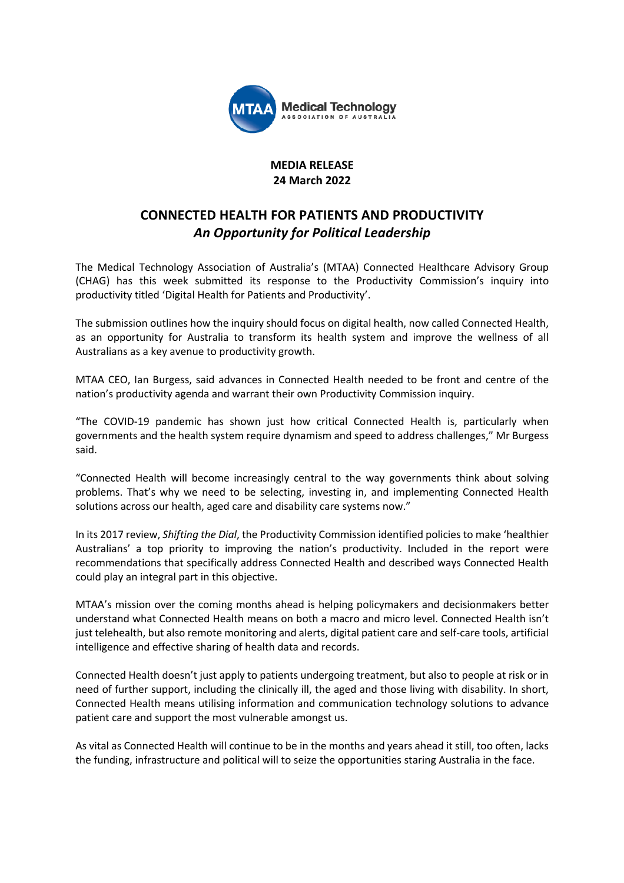**MEDIA RELEASE**
**24 March 2022**

# CONNECTED HEALTH FOR PATIENTS AND PRODUCTIVITY
## *An Opportunity for Political Leadership*

The Medical Technology Association of Australia's (MTAA) Connected Healthcare Advisory Group (CHAG) has this week submitted its response to the Productivity Commission's inquiry into productivity titled 'Digital Health for Patients and Productivity'.

The submission outlines how the inquiry should focus on digital health, now called Connected Health, as an opportunity for Australia to transform its health system and improve the wellness of all Australians as a key avenue to productivity growth.

MTAA CEO, Ian Burgess, said advances in Connected Health needed to be front and centre of the nation's productivity agenda and warrant their own Productivity Commission inquiry.

"The COVID-19 pandemic has shown just how critical Connected Health is, particularly when governments and the health system require dynamism and speed to address challenges," Mr Burgess said.

"Connected Health will become increasingly central to the way governments think about solving problems. That's why we need to be selecting, investing in, and implementing Connected Health solutions across our health, aged care and disability care systems now."

In its 2017 review, *Shifting the Dial*, the Productivity Commission identified policies to make 'healthier Australians' a top priority to improving the nation's productivity. Included in the report were recommendations that specifically address Connected Health and described ways Connected Health could play an integral part in this objective.

MTAA's mission over the coming months ahead is helping policymakers and decisionmakers better understand what Connected Health means on both a macro and micro level. Connected Health isn't just telehealth, but also remote monitoring and alerts, digital patient care and self-care tools, artificial intelligence and effective sharing of health data and records.

Connected Health doesn't just apply to patients undergoing treatment, but also to people at risk or in need of further support, including the clinically ill, the aged and those living with disability. In short, Connected Health means utilising information and communication technology solutions to advance patient care and support the most vulnerable amongst us.

As vital as Connected Health will continue to be in the months and years ahead it still, too often, lacks the funding, infrastructure and political will to seize the opportunities staring Australia in the face.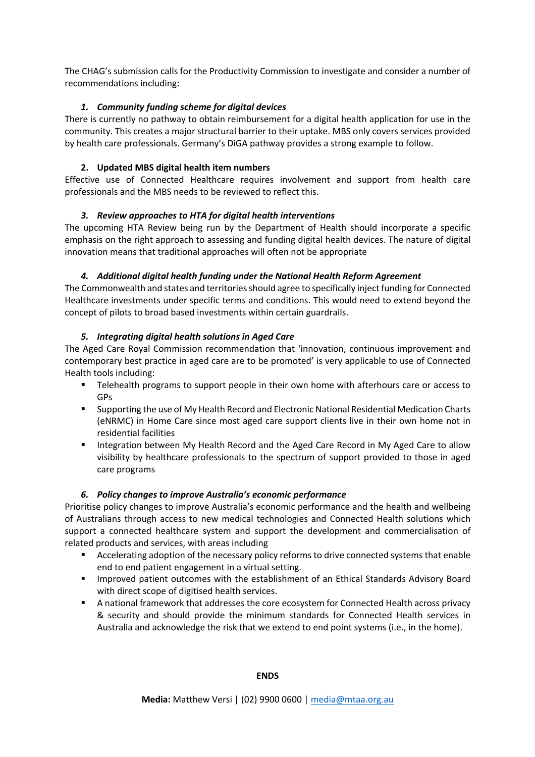The CHAG's submission calls for the Productivity Commission to investigate and consider a number of recommendations including:

1. ***Community funding scheme for digital devices***

There is currently no pathway to obtain reimbursement for a digital health application for use in the community. This creates a major structural barrier to their uptake. MBS only covers services provided by health care professionals. Germany's DiGA pathway provides a strong example to follow.

2. **Updated MBS digital health item numbers**

Effective use of Connected Healthcare requires involvement and support from health care professionals and the MBS needs to be reviewed to reflect this.

3. ***Review approaches to HTA for digital health interventions***

The upcoming HTA Review being run by the Department of Health should incorporate a specific emphasis on the right approach to assessing and funding digital health devices. The nature of digital innovation means that traditional approaches will often not be appropriate

4. ***Additional digital health funding under the National Health Reform Agreement***

The Commonwealth and states and territories should agree to specifically inject funding for Connected Healthcare investments under specific terms and conditions. This would need to extend beyond the concept of pilots to broad based investments within certain guardrails.

5. ***Integrating digital health solutions in Aged Care***

The Aged Care Royal Commission recommendation that 'innovation, continuous improvement and contemporary best practice in aged care are to be promoted' is very applicable to use of Connected Health tools including:

- Telehealth programs to support people in their own home with afterhours care or access to GPs
- Supporting the use of My Health Record and Electronic National Residential Medication Charts (eNRMC) in Home Care since most aged care support clients live in their own home not in residential facilities
- Integration between My Health Record and the Aged Care Record in My Aged Care to allow visibility by healthcare professionals to the spectrum of support provided to those in aged care programs

6. ***Policy changes to improve Australia's economic performance***

Prioritise policy changes to improve Australia's economic performance and the health and wellbeing of Australians through access to new medical technologies and Connected Health solutions which support a connected healthcare system and support the development and commercialisation of related products and services, with areas including

- Accelerating adoption of the necessary policy reforms to drive connected systems that enable end to end patient engagement in a virtual setting.
- Improved patient outcomes with the establishment of an Ethical Standards Advisory Board with direct scope of digitised health services.
- A national framework that addresses the core ecosystem for Connected Health across privacy & security and should provide the minimum standards for Connected Health services in Australia and acknowledge the risk that we extend to end point systems (i.e., in the home).

**ENDS**

**Media:** Matthew Versi | (02) 9900 0600 | media@mtaa.org.au